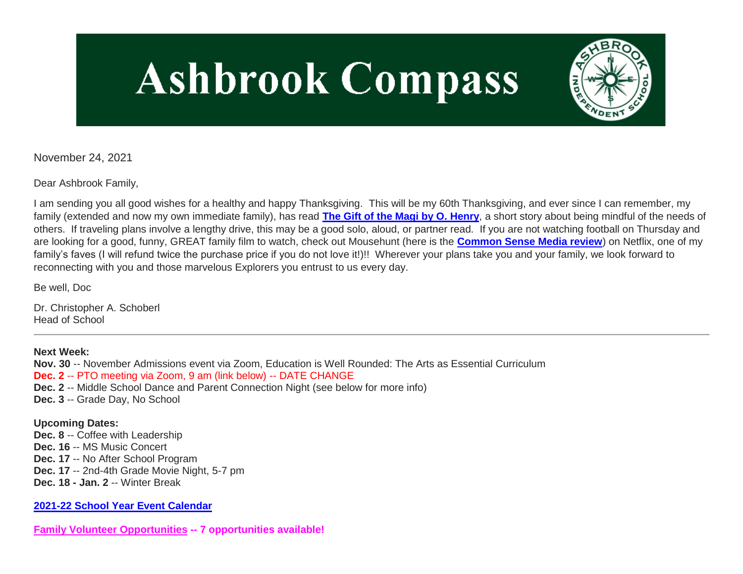# Ashbrook Compass

November 24, 2021

Dear Ashbrook Family,

I am sending you all good wishes for a healthy and happy Thanksgiving. This will be my 60th Thanksgiving, and ever since I can remember, my family (extended and now my own immediate family), has read **The Gift of the Magi by O. Henry**, a short story about being mindful of the needs of others. If traveling plans involve a lengthy drive, this may be a good solo, aloud, or partner read. If you are not watching football on Thursday and are looking for a good, funny, GREAT family film to watch, check out Mousehunt (here is the **Common Sense Media review**) on Netflix, one of my family's faves (I will refund twice the purchase price if you do not love it!)!! Wherever your plans take you and your family, we look forward to reconnecting with you and those marvelous Explorers you entrust to us every day.

Be well, Doc

Dr. Christopher A. Schoberl
Head of School

---

**Next Week:**
**Nov. 30** -- November Admissions event via Zoom, Education is Well Rounded: The Arts as Essential Curriculum
**Dec. 2** -- PTO meeting via Zoom, 9 am (link below) -- DATE CHANGE
**Dec. 2** -- Middle School Dance and Parent Connection Night (see below for more info)
**Dec. 3** -- Grade Day, No School

**Upcoming Dates:**
**Dec. 8** -- Coffee with Leadership
**Dec. 16** -- MS Music Concert
**Dec. 17** -- No After School Program
**Dec. 17** -- 2nd-4th Grade Movie Night, 5-7 pm
**Dec. 18 - Jan. 2** -- Winter Break

**2021-22 School Year Event Calendar**

**Family Volunteer Opportunities -- 7 opportunities available!**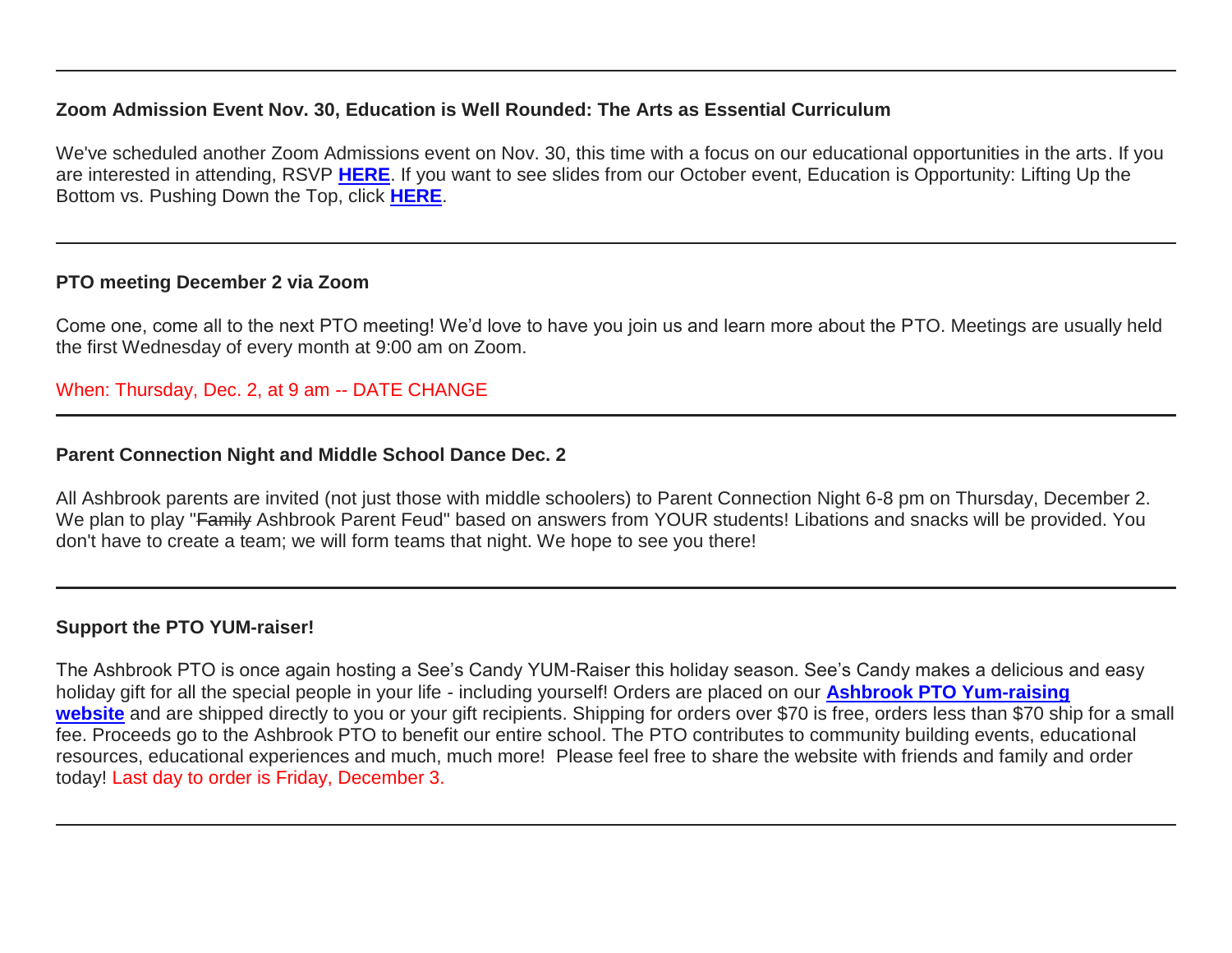---

**Zoom Admission Event Nov. 30, Education is Well Rounded: The Arts as Essential Curriculum**

We've scheduled another Zoom Admissions event on Nov. 30, this time with a focus on our educational opportunities in the arts. If you are interested in attending, RSVP **HERE**. If you want to see slides from our October event, Education is Opportunity: Lifting Up the Bottom vs. Pushing Down the Top, click **HERE**.

---

**PTO meeting December 2 via Zoom**

Come one, come all to the next PTO meeting! We'd love to have you join us and learn more about the PTO. Meetings are usually held the first Wednesday of every month at 9:00 am on Zoom.

When: Thursday, Dec. 2, at 9 am -- DATE CHANGE

---

**Parent Connection Night and Middle School Dance Dec. 2**

All Ashbrook parents are invited (not just those with middle schoolers) to Parent Connection Night 6-8 pm on Thursday, December 2. We plan to play "~~Family~~ Ashbrook Parent Feud" based on answers from YOUR students! Libations and snacks will be provided. You don't have to create a team; we will form teams that night. We hope to see you there!

---

**Support the PTO YUM-raiser!**

The Ashbrook PTO is once again hosting a See's Candy YUM-Raiser this holiday season. See's Candy makes a delicious and easy holiday gift for all the special people in your life - including yourself! Orders are placed on our **Ashbrook PTO Yum-raising website** and are shipped directly to you or your gift recipients. Shipping for orders over $70 is free, orders less than $70 ship for a small fee. Proceeds go to the Ashbrook PTO to benefit our entire school. The PTO contributes to community building events, educational resources, educational experiences and much, much more! Please feel free to share the website with friends and family and order today! Last day to order is Friday, December 3.

---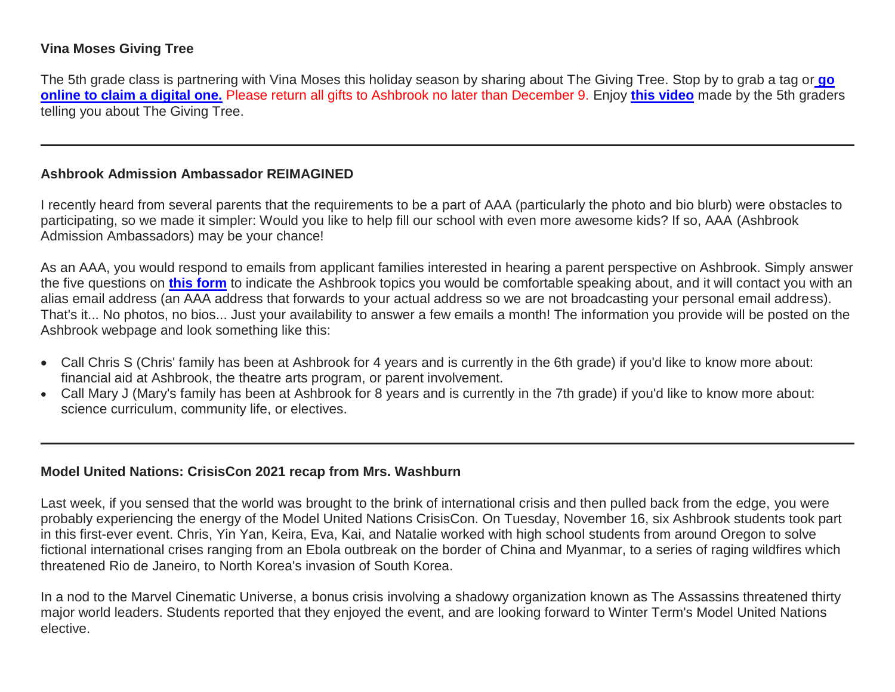**Vina Moses Giving Tree**

The 5th grade class is partnering with Vina Moses this holiday season by sharing about The Giving Tree. Stop by to grab a tag or **go online to claim a digital one.** Please return all gifts to Ashbrook no later than December 9. Enjoy **this video** made by the 5th graders telling you about The Giving Tree.

---

**Ashbrook Admission Ambassador REIMAGINED**

I recently heard from several parents that the requirements to be a part of AAA (particularly the photo and bio blurb) were obstacles to participating, so we made it simpler: Would you like to help fill our school with even more awesome kids? If so, AAA (Ashbrook Admission Ambassadors) may be your chance!

As an AAA, you would respond to emails from applicant families interested in hearing a parent perspective on Ashbrook. Simply answer the five questions on **this form** to indicate the Ashbrook topics you would be comfortable speaking about, and it will contact you with an alias email address (an AAA address that forwards to your actual address so we are not broadcasting your personal email address). That's it... No photos, no bios... Just your availability to answer a few emails a month! The information you provide will be posted on the Ashbrook webpage and look something like this:

- Call Chris S (Chris' family has been at Ashbrook for 4 years and is currently in the 6th grade) if you'd like to know more about: financial aid at Ashbrook, the theatre arts program, or parent involvement.
- Call Mary J (Mary's family has been at Ashbrook for 8 years and is currently in the 7th grade) if you'd like to know more about: science curriculum, community life, or electives.

---

**Model United Nations: CrisisCon 2021 recap from Mrs. Washburn**

Last week, if you sensed that the world was brought to the brink of international crisis and then pulled back from the edge, you were probably experiencing the energy of the Model United Nations CrisisCon. On Tuesday, November 16, six Ashbrook students took part in this first-ever event. Chris, Yin Yan, Keira, Eva, Kai, and Natalie worked with high school students from around Oregon to solve fictional international crises ranging from an Ebola outbreak on the border of China and Myanmar, to a series of raging wildfires which threatened Rio de Janeiro, to North Korea's invasion of South Korea.

In a nod to the Marvel Cinematic Universe, a bonus crisis involving a shadowy organization known as The Assassins threatened thirty major world leaders. Students reported that they enjoyed the event, and are looking forward to Winter Term's Model United Nations elective.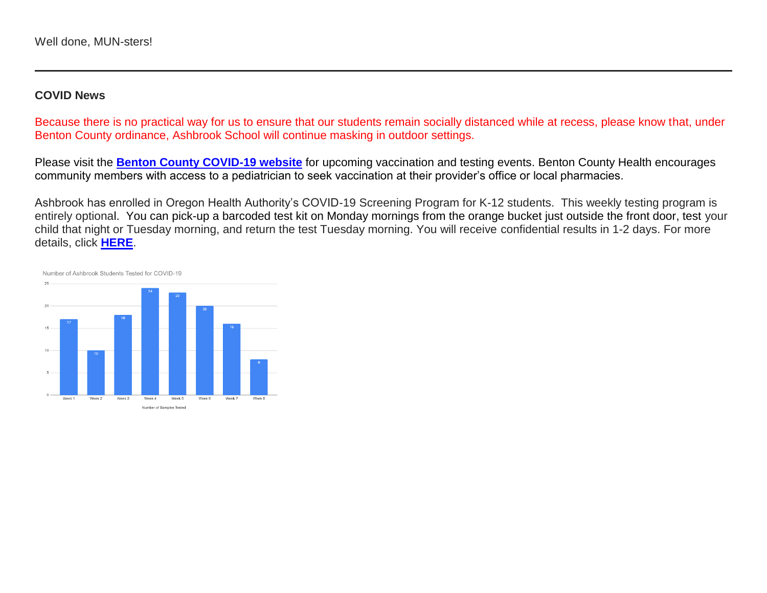Well done, MUN-sters!

---

**COVID News**

Because there is no practical way for us to ensure that our students remain socially distanced while at recess, please know that, under Benton County ordinance, Ashbrook School will continue masking in outdoor settings.

Please visit the **Benton County COVID-19 website** for upcoming vaccination and testing events. Benton County Health encourages community members with access to a pediatrician to seek vaccination at their provider's office or local pharmacies.

Ashbrook has enrolled in Oregon Health Authority's COVID-19 Screening Program for K-12 students. This weekly testing program is entirely optional. You can pick-up a barcoded test kit on Monday mornings from the orange bucket just outside the front door, test your child that night or Tuesday morning, and return the test Tuesday morning. You will receive confidential results in 1-2 days. For more details, click **HERE**.

Number of Ashbrook Students Tested for COVID-19

25
20
15
10
5
0

17
10
18
24
23
20
16
8

Week 1
Week 2
Week 3
Week 4
Week 5
Week 6
Week 7
Week 8

Number of Samples Tested